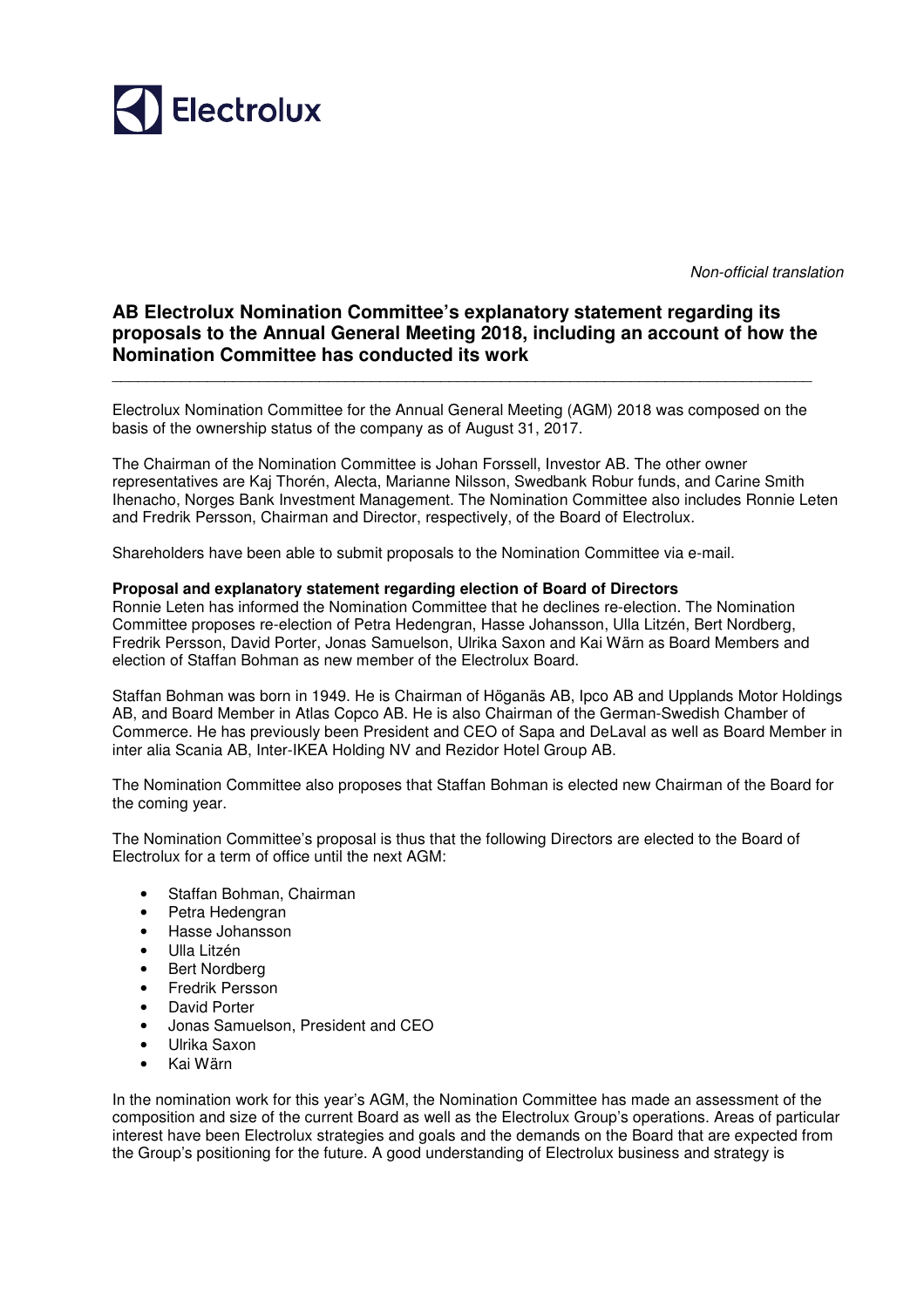*Non-official translation*

# AB Electrolux Nomination Committee's explanatory statement regarding its proposals to the Annual General Meeting 2018, including an account of how the Nomination Committee has conducted its work

Electrolux Nomination Committee for the Annual General Meeting (AGM) 2018 was composed on the basis of the ownership status of the company as of August 31, 2017.

The Chairman of the Nomination Committee is Johan Forssell, Investor AB. The other owner representatives are Kaj Thorén, Alecta, Marianne Nilsson, Swedbank Robur funds, and Carine Smith Ihenacho, Norges Bank Investment Management. The Nomination Committee also includes Ronnie Leten and Fredrik Persson, Chairman and Director, respectively, of the Board of Electrolux.

Shareholders have been able to submit proposals to the Nomination Committee via e-mail.

**Proposal and explanatory statement regarding election of Board of Directors**

Ronnie Leten has informed the Nomination Committee that he declines re-election. The Nomination Committee proposes re-election of Petra Hedengran, Hasse Johansson, Ulla Litzén, Bert Nordberg, Fredrik Persson, David Porter, Jonas Samuelson, Ulrika Saxon and Kai Wärn as Board Members and election of Staffan Bohman as new member of the Electrolux Board.

Staffan Bohman was born in 1949. He is Chairman of Höganäs AB, Ipco AB and Upplands Motor Holdings AB, and Board Member in Atlas Copco AB. He is also Chairman of the German-Swedish Chamber of Commerce. He has previously been President and CEO of Sapa and DeLaval as well as Board Member in inter alia Scania AB, Inter-IKEA Holding NV and Rezidor Hotel Group AB.

The Nomination Committee also proposes that Staffan Bohman is elected new Chairman of the Board for the coming year.

The Nomination Committee's proposal is thus that the following Directors are elected to the Board of Electrolux for a term of office until the next AGM:

- Staffan Bohman, Chairman
- Petra Hedengran
- Hasse Johansson
- Ulla Litzén
- Bert Nordberg
- Fredrik Persson
- David Porter
- Jonas Samuelson, President and CEO
- Ulrika Saxon
- Kai Wärn

In the nomination work for this year's AGM, the Nomination Committee has made an assessment of the composition and size of the current Board as well as the Electrolux Group's operations. Areas of particular interest have been Electrolux strategies and goals and the demands on the Board that are expected from the Group's positioning for the future. A good understanding of Electrolux business and strategy is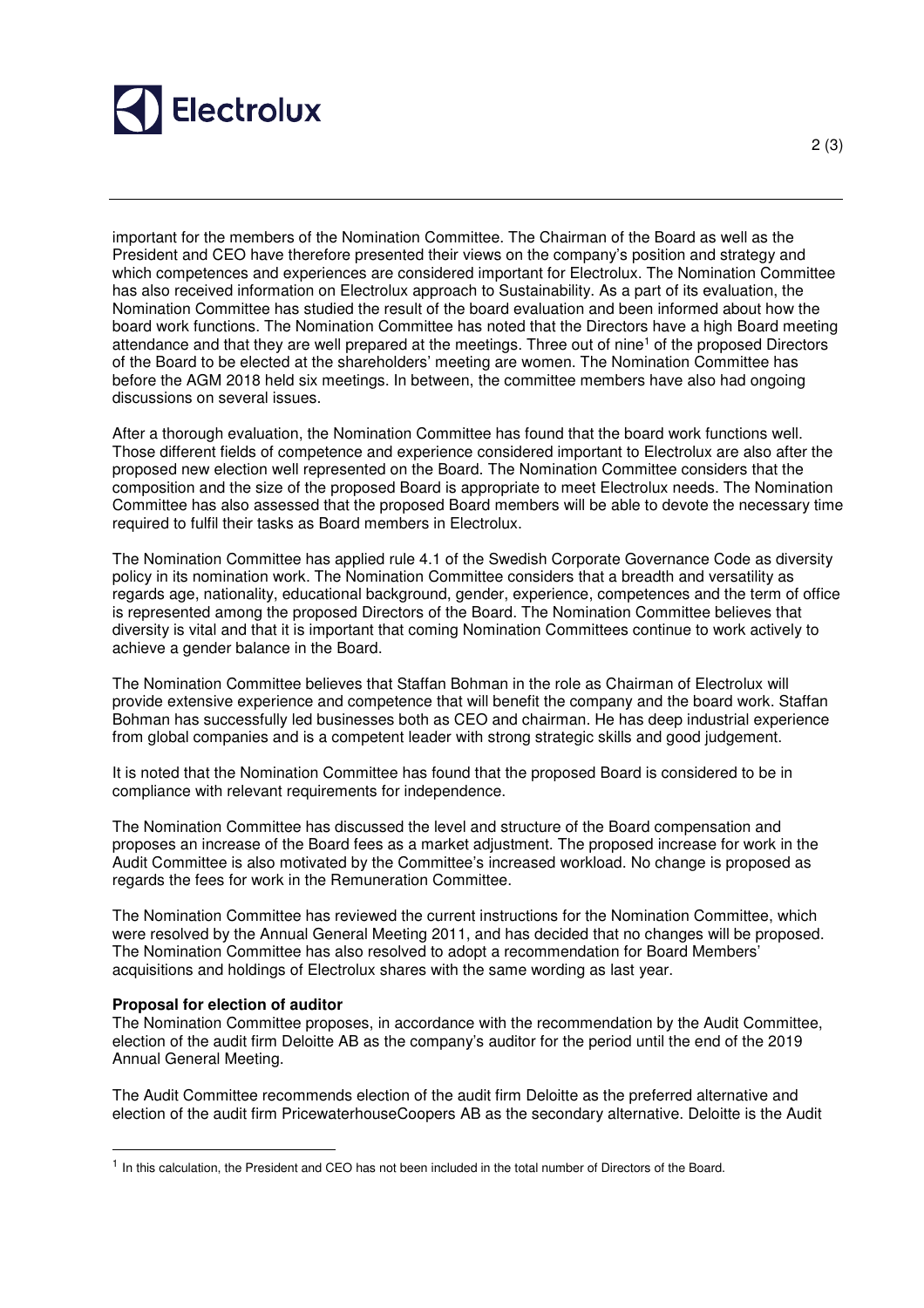important for the members of the Nomination Committee. The Chairman of the Board as well as the President and CEO have therefore presented their views on the company's position and strategy and which competences and experiences are considered important for Electrolux. The Nomination Committee has also received information on Electrolux approach to Sustainability. As a part of its evaluation, the Nomination Committee has studied the result of the board evaluation and been informed about how the board work functions. The Nomination Committee has noted that the Directors have a high Board meeting attendance and that they are well prepared at the meetings. Three out of nine[1] of the proposed Directors of the Board to be elected at the shareholders' meeting are women. The Nomination Committee has before the AGM 2018 held six meetings. In between, the committee members have also had ongoing discussions on several issues.

After a thorough evaluation, the Nomination Committee has found that the board work functions well. Those different fields of competence and experience considered important to Electrolux are also after the proposed new election well represented on the Board. The Nomination Committee considers that the composition and the size of the proposed Board is appropriate to meet Electrolux needs. The Nomination Committee has also assessed that the proposed Board members will be able to devote the necessary time required to fulfil their tasks as Board members in Electrolux.

The Nomination Committee has applied rule 4.1 of the Swedish Corporate Governance Code as diversity policy in its nomination work. The Nomination Committee considers that a breadth and versatility as regards age, nationality, educational background, gender, experience, competences and the term of office is represented among the proposed Directors of the Board. The Nomination Committee believes that diversity is vital and that it is important that coming Nomination Committees continue to work actively to achieve a gender balance in the Board.

The Nomination Committee believes that Staffan Bohman in the role as Chairman of Electrolux will provide extensive experience and competence that will benefit the company and the board work. Staffan Bohman has successfully led businesses both as CEO and chairman. He has deep industrial experience from global companies and is a competent leader with strong strategic skills and good judgement.

It is noted that the Nomination Committee has found that the proposed Board is considered to be in compliance with relevant requirements for independence.

The Nomination Committee has discussed the level and structure of the Board compensation and proposes an increase of the Board fees as a market adjustment. The proposed increase for work in the Audit Committee is also motivated by the Committee's increased workload. No change is proposed as regards the fees for work in the Remuneration Committee.

The Nomination Committee has reviewed the current instructions for the Nomination Committee, which were resolved by the Annual General Meeting 2011, and has decided that no changes will be proposed. The Nomination Committee has also resolved to adopt a recommendation for Board Members' acquisitions and holdings of Electrolux shares with the same wording as last year.

**Proposal for election of auditor**

The Nomination Committee proposes, in accordance with the recommendation by the Audit Committee, election of the audit firm Deloitte AB as the company's auditor for the period until the end of the 2019 Annual General Meeting.

The Audit Committee recommends election of the audit firm Deloitte as the preferred alternative and election of the audit firm PricewaterhouseCoopers AB as the secondary alternative. Deloitte is the Audit

[1] In this calculation, the President and CEO has not been included in the total number of Directors of the Board.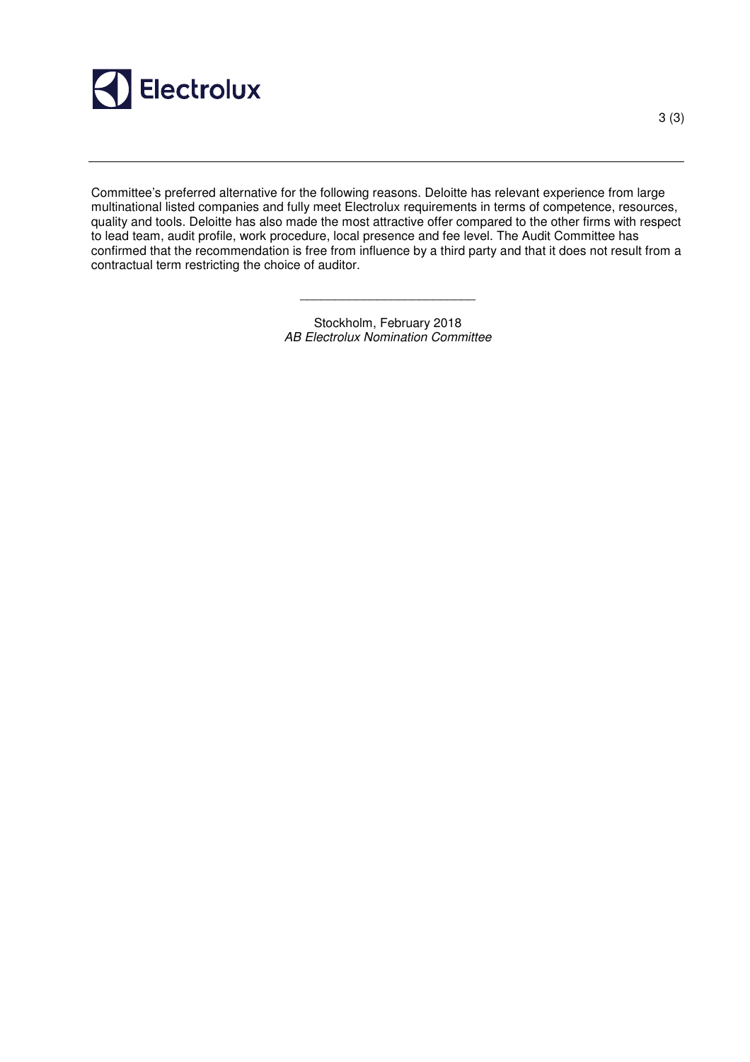Committee's preferred alternative for the following reasons. Deloitte has relevant experience from large multinational listed companies and fully meet Electrolux requirements in terms of competence, resources, quality and tools. Deloitte has also made the most attractive offer compared to the other firms with respect to lead team, audit profile, work procedure, local presence and fee level. The Audit Committee has confirmed that the recommendation is free from influence by a third party and that it does not result from a contractual term restricting the choice of auditor.

---

Stockholm, February 2018

*AB Electrolux Nomination Committee*